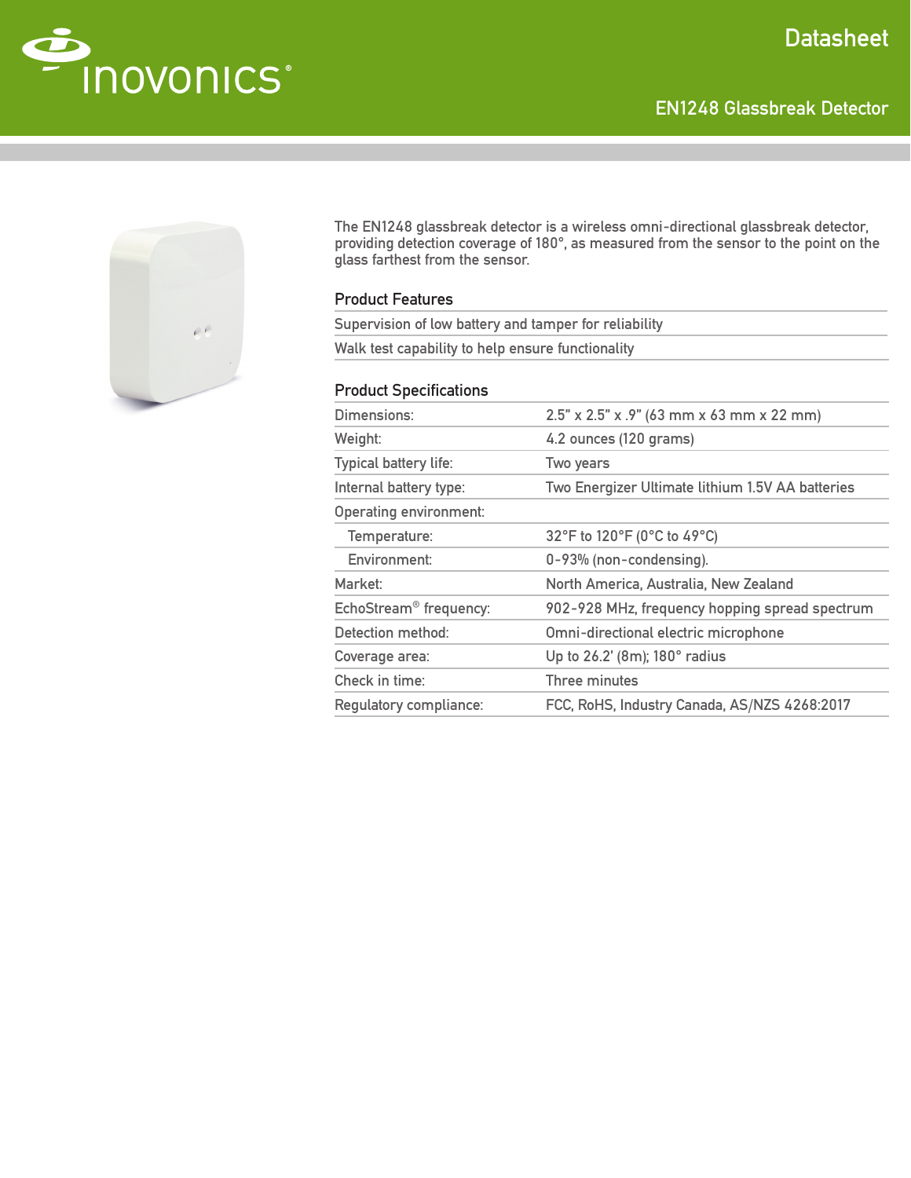# Datasheet

## EN1248 Glassbreak Detector

The EN1248 glassbreak detector is a wireless omni-directional glassbreak detector, providing detection coverage of 180°, as measured from the sensor to the point on the glass farthest from the sensor.

### Product Features

- Supervision of low battery and tamper for reliability
- Walk test capability to help ensure functionality

### Product Specifications

| | |
|---|---|
| Dimensions: | 2.5" x 2.5" x .9" (63 mm x 63 mm x 22 mm) |
| Weight: | 4.2 ounces (120 grams) |
| Typical battery life: | Two years |
| Internal battery type: | Two Energizer Ultimate lithium 1.5V AA batteries |
| Operating environment: | |
| Temperature: | 32°F to 120°F (0°C to 49°C) |
| Environment: | 0-93% (non-condensing). |
| Market: | North America, Australia, New Zealand |
| EchoStream® frequency: | 902-928 MHz, frequency hopping spread spectrum |
| Detection method: | Omni-directional electric microphone |
| Coverage area: | Up to 26.2' (8m); 180° radius |
| Check in time: | Three minutes |
| Regulatory compliance: | FCC, RoHS, Industry Canada, AS/NZS 4268:2017 |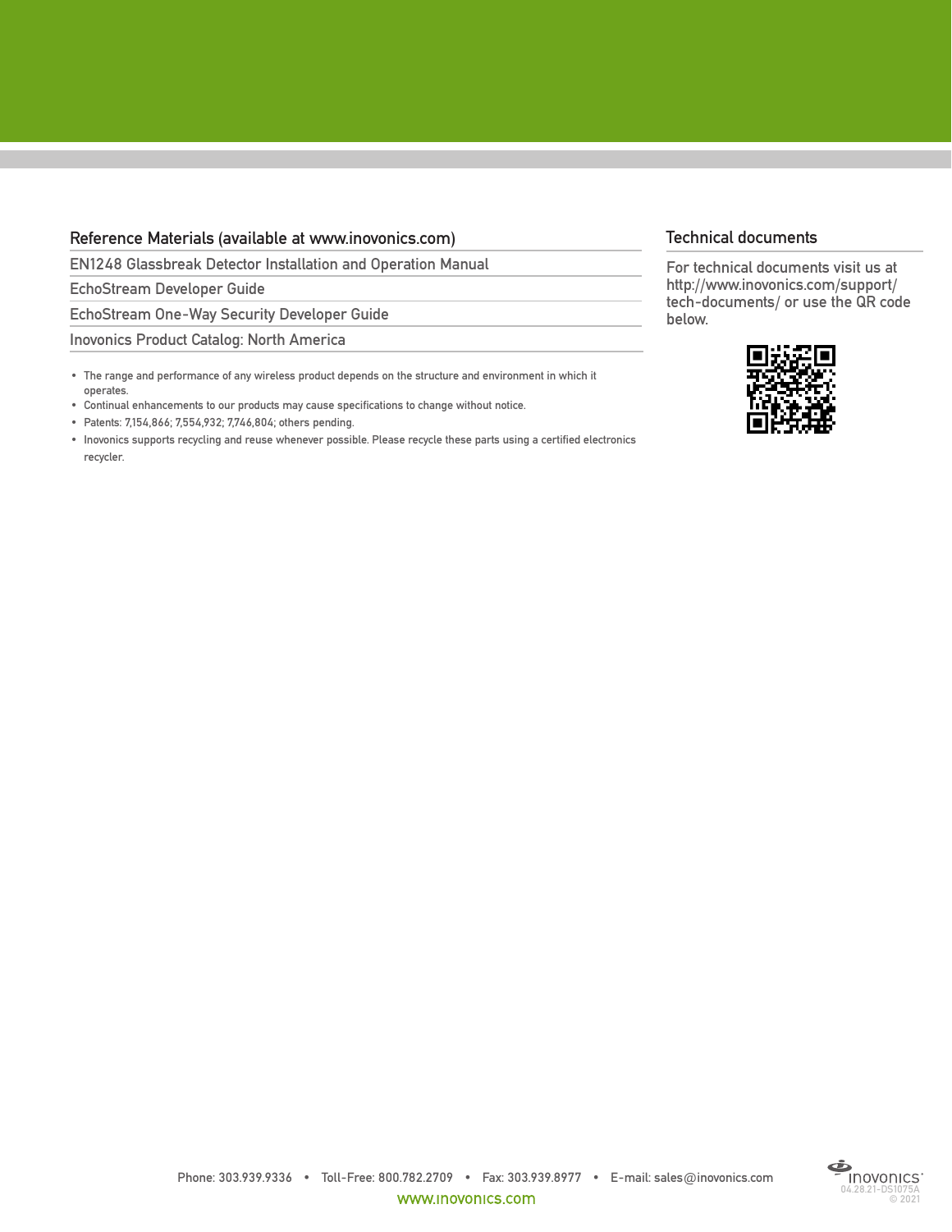## Reference Materials (available at www.inovonics.com)

- EN1248 Glassbreak Detector Installation and Operation Manual
- EchoStream Developer Guide
- EchoStream One-Way Security Developer Guide
- Inovonics Product Catalog: North America

- The range and performance of any wireless product depends on the structure and environment in which it operates.
- Continual enhancements to our products may cause specifications to change without notice.
- Patents: 7,154,866; 7,554,932; 7,746,804; others pending.
- Inovonics supports recycling and reuse whenever possible. Please recycle these parts using a certified electronics recycler.

## Technical documents

For technical documents visit us at http://www.inovonics.com/support/tech-documents/ or use the QR code below.

Phone: 303.939.9336 • Toll-Free: 800.782.2709 • Fax: 303.939.8977 • E-mail: sales@inovonics.com

www.inovonics.com

04.28.21-DS1075A
© 2021